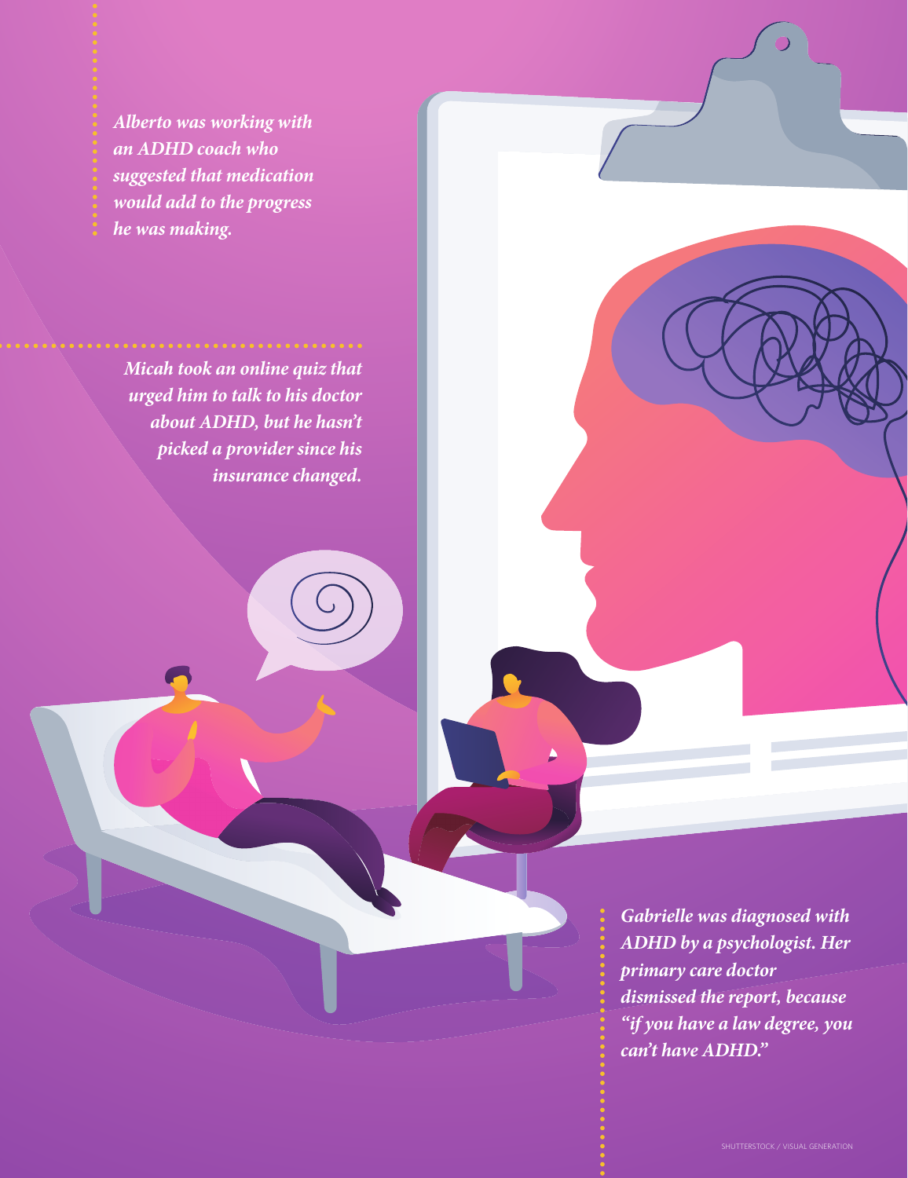*Alberto was working with an ADHD coach who suggested that medication would add to the progress he was making.*

*Micah took an online quiz that urged him to talk to his doctor about ADHD, but he hasn't picked a provider since his insurance changed.*

*Gabrielle was diagnosed with ADHD by a psychologist. Her primary care doctor dismissed the report, because "if you have a law degree, you can't have ADHD."*

SHUTTERSTOCK / VISUAL GENERATION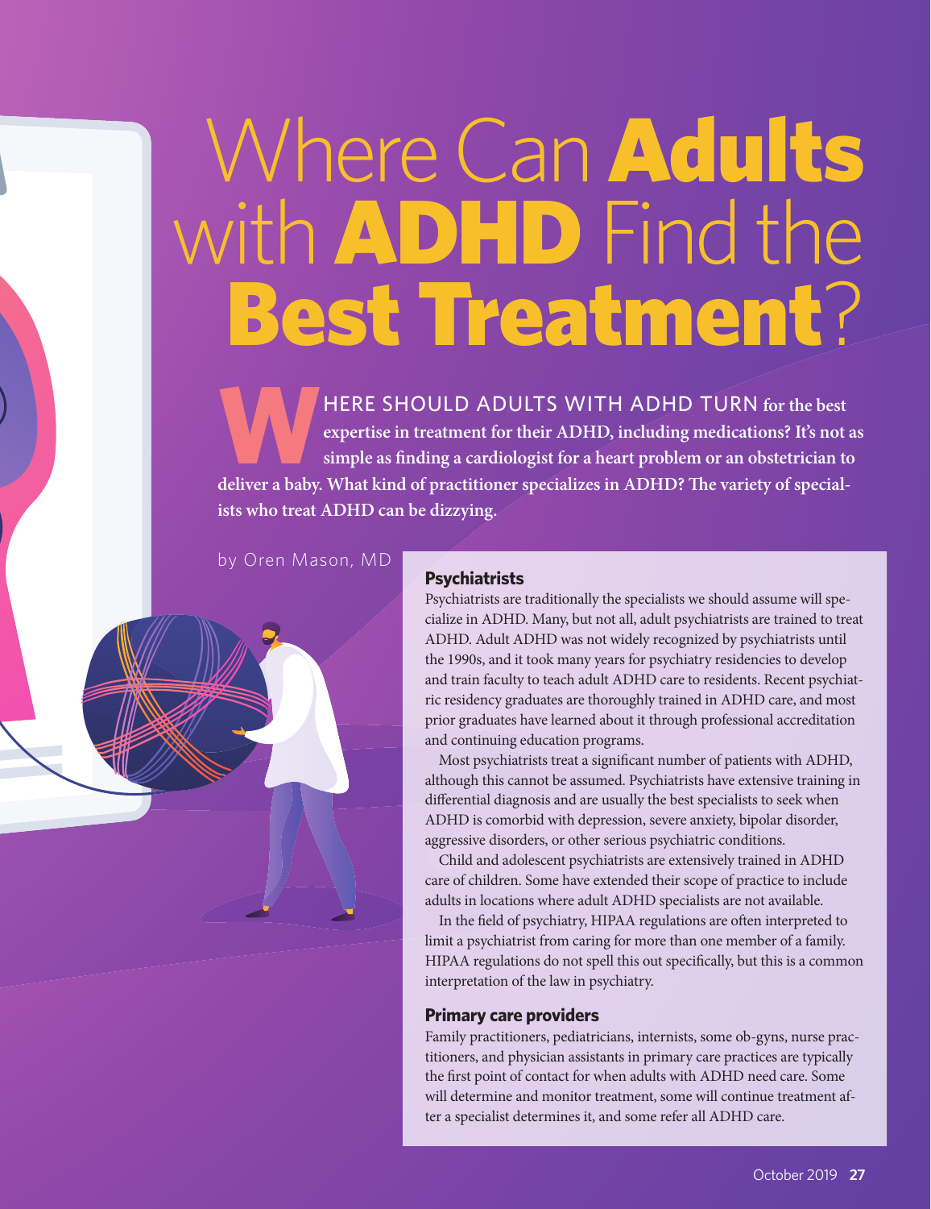# Where Can Adults with ADHD Find the Best Treatment?

**WHERE SHOULD ADULTS WITH ADHD TURN for the best expertise in treatment for their ADHD, including medications? It's not as simple as finding a cardiologist for a heart problem or an obstetrician to deliver a baby. What kind of practitioner specializes in ADHD? The variety of specialists who treat ADHD can be dizzying.**

by Oren Mason, MD

### Psychiatrists

Psychiatrists are traditionally the specialists we should assume will specialize in ADHD. Many, but not all, adult psychiatrists are trained to treat ADHD. Adult ADHD was not widely recognized by psychiatrists until the 1990s, and it took many years for psychiatry residencies to develop and train faculty to teach ADHD care to residents. Recent psychiatric residency graduates are thoroughly trained in ADHD care, and most prior graduates have learned about it through professional accreditation and continuing education programs.

Most psychiatrists treat a significant number of patients with ADHD, although this cannot be assumed. Psychiatrists have extensive training in differential diagnosis and are usually the best specialists to seek when ADHD is comorbid with depression, severe anxiety, bipolar disorder, aggressive disorders, or other serious psychiatric conditions.

Child and adolescent psychiatrists are extensively trained in ADHD care of children. Some have extended their scope of practice to include adults in locations where adult ADHD specialists are not available.

In the field of psychiatry, HIPAA regulations are often interpreted to limit a psychiatrist from caring for more than one member of a family. HIPAA regulations do not spell this out specifically, but this is a common interpretation of the law in psychiatry.

### Primary care providers

Family practitioners, pediatricians, internists, some ob-gyns, nurse practitioners, and physician assistants in primary care practices are typically the first point of contact for when adults with ADHD need care. Some will determine and monitor treatment, some will continue treatment after a specialist determines it, and some refer all ADHD care.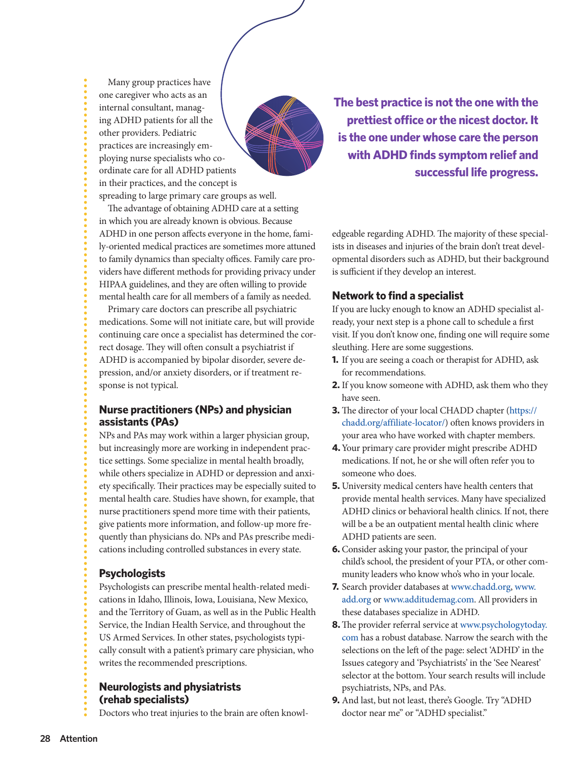Many group practices have one caregiver who acts as an internal consultant, managing ADHD patients for all the other providers. Pediatric practices are increasingly employing nurse specialists who coordinate care for all ADHD patients in their practices, and the concept is spreading to large primary care groups as well.

The advantage of obtaining ADHD care at a setting in which you are already known is obvious. Because ADHD in one person affects everyone in the home, family-oriented medical practices are sometimes more attuned to family dynamics than specialty offices. Family care providers have different methods for providing privacy under HIPAA guidelines, and they are often willing to provide mental health care for all members of a family as needed.

Primary care doctors can prescribe all psychiatric medications. Some will not initiate care, but will provide continuing care once a specialist has determined the correct dosage. They will often consult a psychiatrist if ADHD is accompanied by bipolar disorder, severe depression, and/or anxiety disorders, or if treatment response is not typical.

### Nurse practitioners (NPs) and physician assistants (PAs)

NPs and PAs may work within a larger physician group, but increasingly more are working in independent practice settings. Some specialize in mental health broadly, while others specialize in ADHD or depression and anxiety specifically. Their practices may be especially suited to mental health care. Studies have shown, for example, that nurse practitioners spend more time with their patients, give patients more information, and follow-up more frequently than physicians do. NPs and PAs prescribe medications including controlled substances in every state.

### Psychologists

Psychologists can prescribe mental health-related medications in Idaho, Illinois, Iowa, Louisiana, New Mexico, and the Territory of Guam, as well as in the Public Health Service, the Indian Health Service, and throughout the US Armed Services. In other states, psychologists typically consult with a patient's primary care physician, who writes the recommended prescriptions.

### Neurologists and physiatrists (rehab specialists)

Doctors who treat injuries to the brain are often knowledgeable regarding ADHD. The majority of these specialists in diseases and injuries of the brain don't treat developmental disorders such as ADHD, but their background is sufficient if they develop an interest.

**The best practice is not the one with the prettiest office or the nicest doctor. It is the one under whose care the person with ADHD finds symptom relief and successful life progress.**

### Network to find a specialist

If you are lucky enough to know an ADHD specialist already, your next step is a phone call to schedule a first visit. If you don't know one, finding one will require some sleuthing. Here are some suggestions.

1. If you are seeing a coach or therapist for ADHD, ask for recommendations.
2. If you know someone with ADHD, ask them who they have seen.
3. The director of your local CHADD chapter (https://chadd.org/affiliate-locator/) often knows providers in your area who have worked with chapter members.
4. Your primary care provider might prescribe ADHD medications. If not, he or she will often refer you to someone who does.
5. University medical centers have health centers that provide mental health services. Many have specialized ADHD clinics or behavioral health clinics. If not, there will be a be an outpatient mental health clinic where ADHD patients are seen.
6. Consider asking your pastor, the principal of your child's school, the president of your PTA, or other community leaders who know who's who in your locale.
7. Search provider databases at www.chadd.org, www.add.org or www.additudemag.com. All providers in these databases specialize in ADHD.
8. The provider referral service at www.psychologytoday.com has a robust database. Narrow the search with the selections on the left of the page: select 'ADHD' in the Issues category and 'Psychiatrists' in the 'See Nearest' selector at the bottom. Your search results will include psychiatrists, NPs, and PAs.
9. And last, but not least, there's Google. Try "ADHD doctor near me" or "ADHD specialist."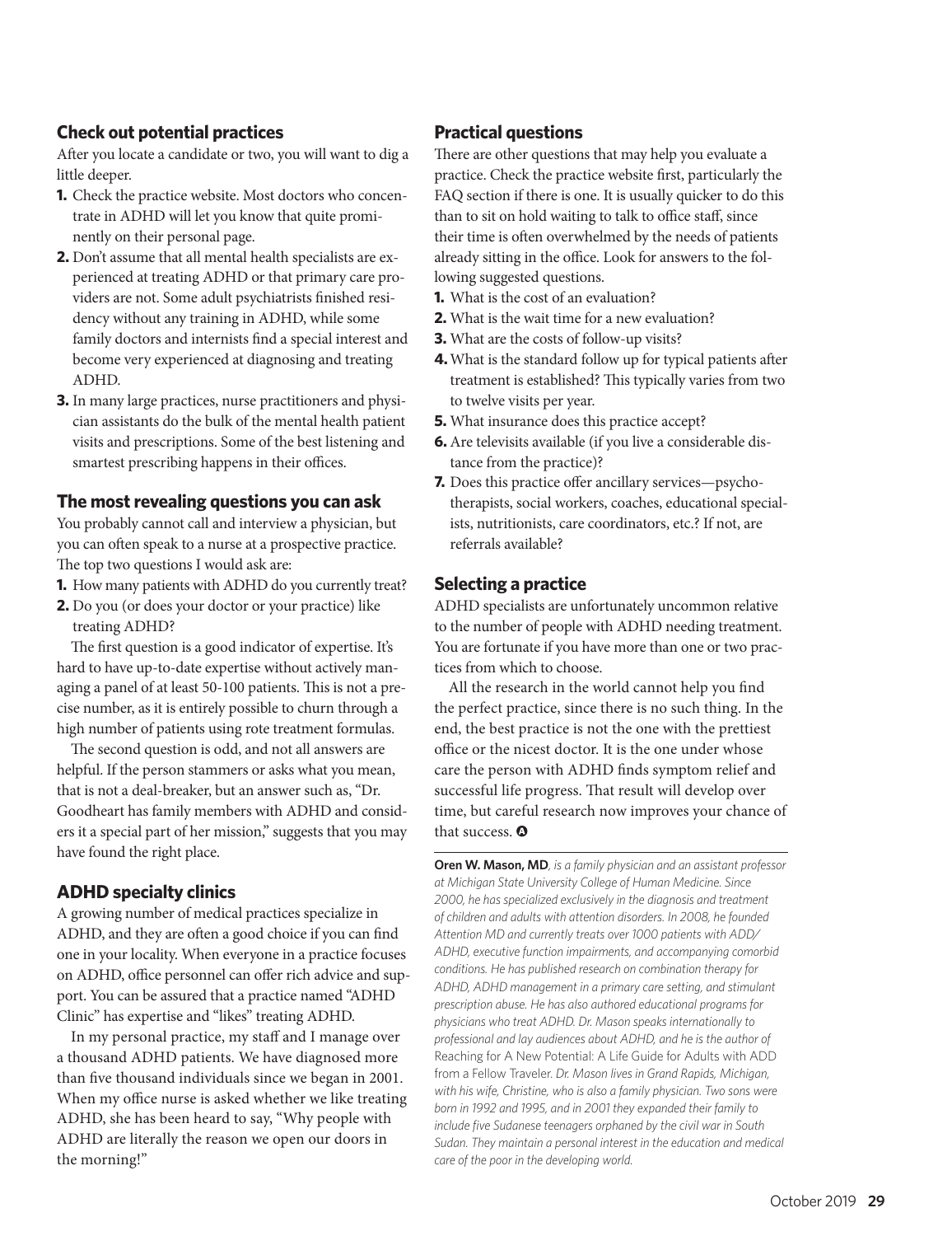## Check out potential practices

After you locate a candidate or two, you will want to dig a little deeper.

1. Check the practice website. Most doctors who concentrate in ADHD will let you know that quite prominently on their personal page.
2. Don't assume that all mental health specialists are experienced at treating ADHD or that primary care providers are not. Some adult psychiatrists finished residency without any training in ADHD, while some family doctors and internists find a special interest and become very experienced at diagnosing and treating ADHD.
3. In many large practices, nurse practitioners and physician assistants do the bulk of the mental health patient visits and prescriptions. Some of the best listening and smartest prescribing happens in their offices.

## The most revealing questions you can ask

You probably cannot call and interview a physician, but you can often speak to a nurse at a prospective practice. The top two questions I would ask are:

1. How many patients with ADHD do you currently treat?
2. Do you (or does your doctor or your practice) like treating ADHD?

The first question is a good indicator of expertise. It's hard to have up-to-date expertise without actively managing a panel of at least 50-100 patients. This is not a precise number, as it is entirely possible to churn through a high number of patients using rote treatment formulas.

The second question is odd, and not all answers are helpful. If the person stammers or asks what you mean, that is not a deal-breaker, but an answer such as, "Dr. Goodheart has family members with ADHD and considers it a special part of her mission," suggests that you may have found the right place.

## ADHD specialty clinics

A growing number of medical practices specialize in ADHD, and they are often a good choice if you can find one in your locality. When everyone in a practice focuses on ADHD, office personnel can offer rich advice and support. You can be assured that a practice named "ADHD Clinic" has expertise and "likes" treating ADHD.

In my personal practice, my staff and I manage over a thousand ADHD patients. We have diagnosed more than five thousand individuals since we began in 2001. When my office nurse is asked whether we like treating ADHD, she has been heard to say, "Why people with ADHD are literally the reason we open our doors in the morning!"

## Practical questions

There are other questions that may help you evaluate a practice. Check the practice website first, particularly the FAQ section if there is one. It is usually quicker to do this than to sit on hold waiting to talk to office staff, since their time is often overwhelmed by the needs of patients already sitting in the office. Look for answers to the following suggested questions.

1. What is the cost of an evaluation?
2. What is the wait time for a new evaluation?
3. What are the costs of follow-up visits?
4. What is the standard follow up for typical patients after treatment is established? This typically varies from two to twelve visits per year.
5. What insurance does this practice accept?
6. Are televisits available (if you live a considerable distance from the practice)?
7. Does this practice offer ancillary services—psychotherapists, social workers, coaches, educational specialists, nutritionists, care coordinators, etc.? If not, are referrals available?

## Selecting a practice

ADHD specialists are unfortunately uncommon relative to the number of people with ADHD needing treatment. You are fortunate if you have more than one or two practices from which to choose.

All the research in the world cannot help you find the perfect practice, since there is no such thing. In the end, the best practice is not the one with the prettiest office or the nicest doctor. It is the one under whose care the person with ADHD finds symptom relief and successful life progress. That result will develop over time, but careful research now improves your chance of that success.

---

**Oren W. Mason, MD**, *is a family physician and an assistant professor at Michigan State University College of Human Medicine. Since 2000, he has specialized exclusively in the diagnosis and treatment of children and adults with attention disorders. In 2008, he founded Attention MD and currently treats over 1000 patients with ADD/ADHD, executive function impairments, and accompanying comorbid conditions. He has published research on combination therapy for ADHD, ADHD management in a primary care setting, and stimulant prescription abuse. He has also authored educational programs for physicians who treat ADHD. Dr. Mason speaks internationally to professional and lay audiences about ADHD, and he is the author of* Reaching for A New Potential: A Life Guide for Adults with ADD from a Fellow Traveler. *Dr. Mason lives in Grand Rapids, Michigan, with his wife, Christine, who is also a family physician. Two sons were born in 1992 and 1995, and in 2001 they expanded their family to include five Sudanese teenagers orphaned by the civil war in South Sudan. They maintain a personal interest in the education and medical care of the poor in the developing world.*